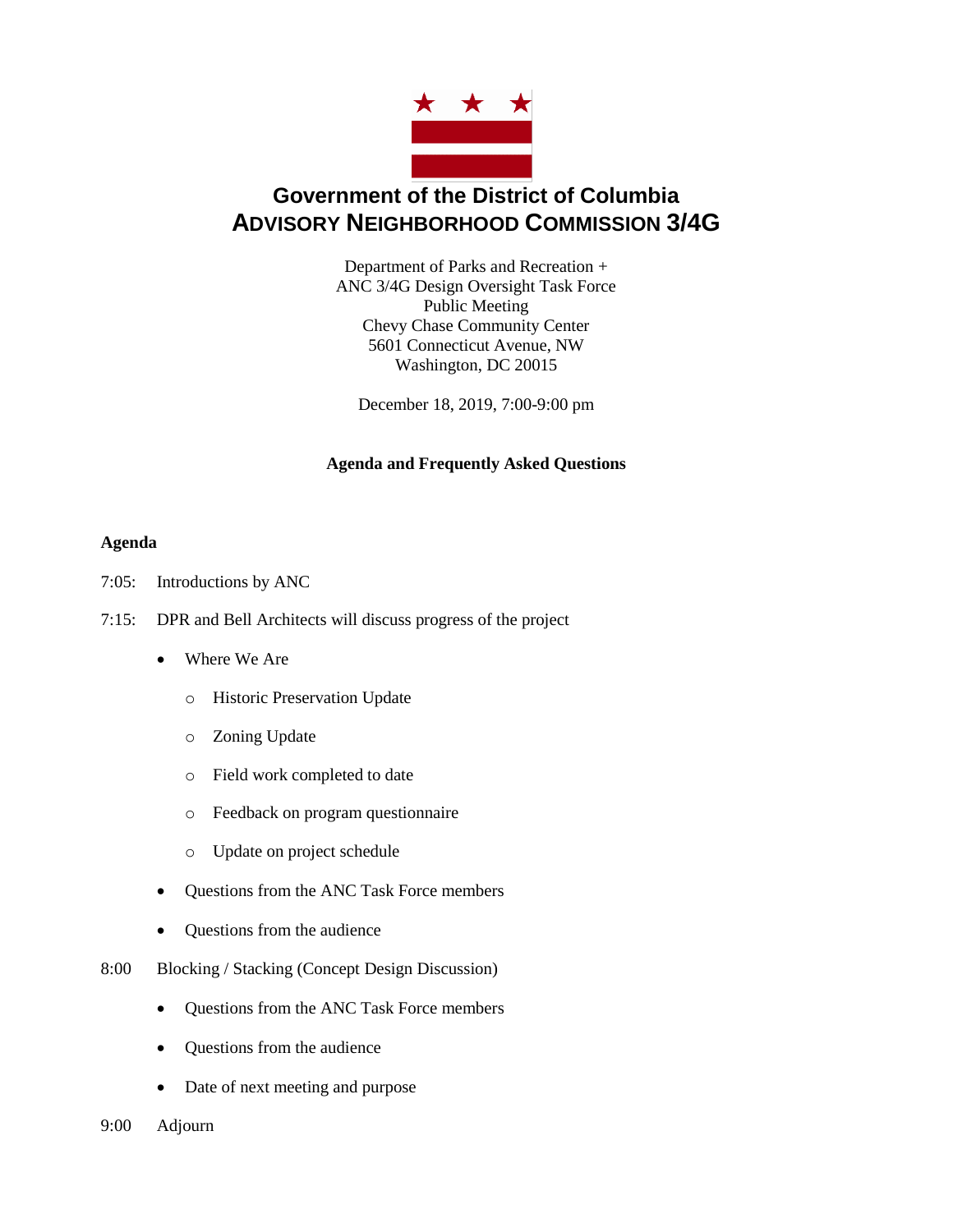# Government of the District of Columbia
# ADVISORY NEIGHBORHOOD COMMISSION 3/4G

Department of Parks and Recreation +
ANC 3/4G Design Oversight Task Force
Public Meeting
Chevy Chase Community Center
5601 Connecticut Avenue, NW
Washington, DC 20015

December 18, 2019, 7:00-9:00 pm

**Agenda and Frequently Asked Questions**

**Agenda**

7:05: Introductions by ANC

7:15: DPR and Bell Architects will discuss progress of the project

- Where We Are
  - Historic Preservation Update
  - Zoning Update
  - Field work completed to date
  - Feedback on program questionnaire
  - Update on project schedule
- Questions from the ANC Task Force members
- Questions from the audience

8:00 Blocking / Stacking (Concept Design Discussion)

- Questions from the ANC Task Force members
- Questions from the audience
- Date of next meeting and purpose

9:00 Adjourn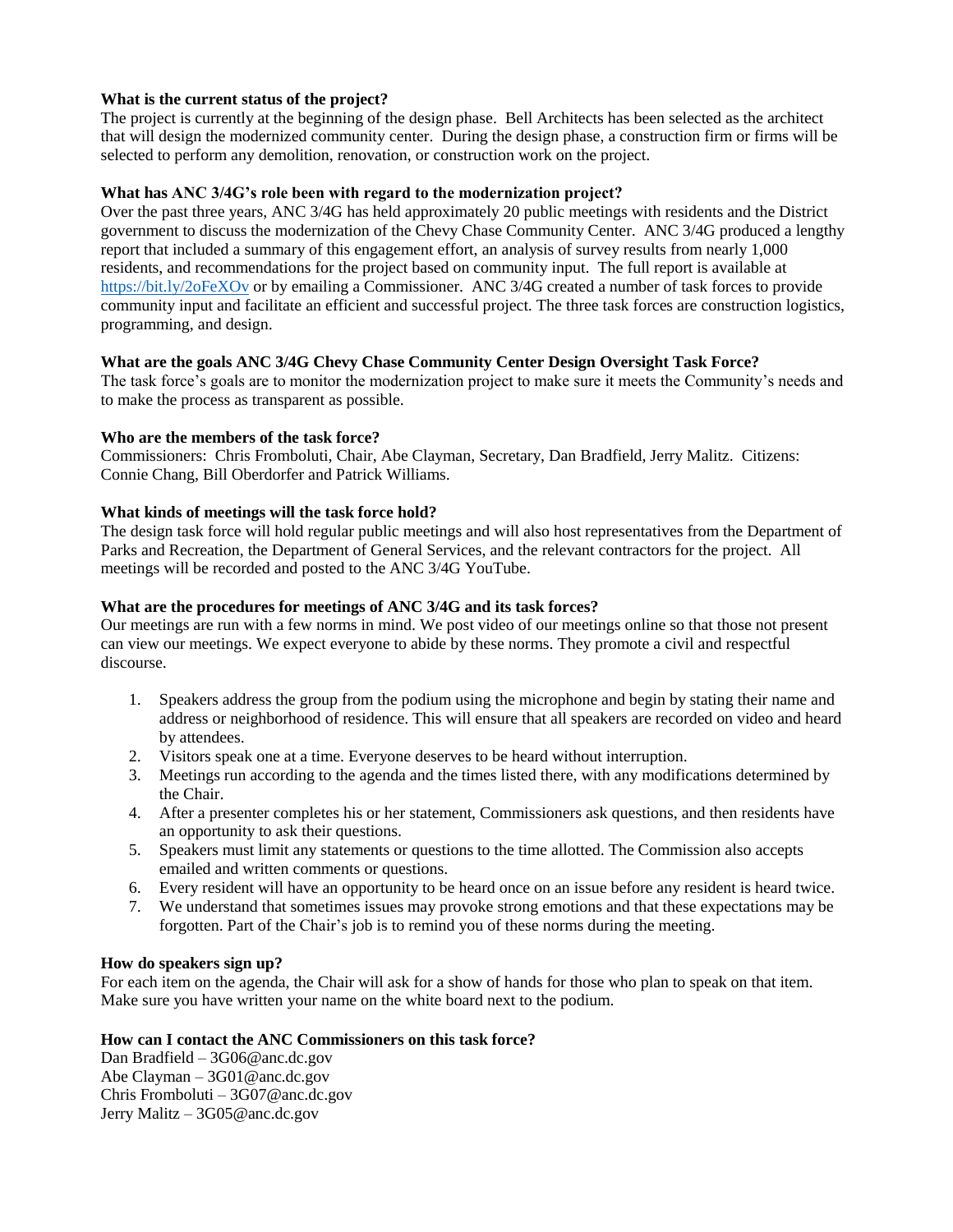**What is the current status of the project?**

The project is currently at the beginning of the design phase. Bell Architects has been selected as the architect that will design the modernized community center. During the design phase, a construction firm or firms will be selected to perform any demolition, renovation, or construction work on the project.

**What has ANC 3/4G's role been with regard to the modernization project?**

Over the past three years, ANC 3/4G has held approximately 20 public meetings with residents and the District government to discuss the modernization of the Chevy Chase Community Center. ANC 3/4G produced a lengthy report that included a summary of this engagement effort, an analysis of survey results from nearly 1,000 residents, and recommendations for the project based on community input. The full report is available at https://bit.ly/2oFeXOv or by emailing a Commissioner. ANC 3/4G created a number of task forces to provide community input and facilitate an efficient and successful project. The three task forces are construction logistics, programming, and design.

**What are the goals ANC 3/4G Chevy Chase Community Center Design Oversight Task Force?**

The task force's goals are to monitor the modernization project to make sure it meets the Community's needs and to make the process as transparent as possible.

**Who are the members of the task force?**

Commissioners: Chris Fromboluti, Chair, Abe Clayman, Secretary, Dan Bradfield, Jerry Malitz. Citizens: Connie Chang, Bill Oberdorfer and Patrick Williams.

**What kinds of meetings will the task force hold?**

The design task force will hold regular public meetings and will also host representatives from the Department of Parks and Recreation, the Department of General Services, and the relevant contractors for the project. All meetings will be recorded and posted to the ANC 3/4G YouTube.

**What are the procedures for meetings of ANC 3/4G and its task forces?**

Our meetings are run with a few norms in mind. We post video of our meetings online so that those not present can view our meetings. We expect everyone to abide by these norms. They promote a civil and respectful discourse.

1. Speakers address the group from the podium using the microphone and begin by stating their name and address or neighborhood of residence. This will ensure that all speakers are recorded on video and heard by attendees.
2. Visitors speak one at a time. Everyone deserves to be heard without interruption.
3. Meetings run according to the agenda and the times listed there, with any modifications determined by the Chair.
4. After a presenter completes his or her statement, Commissioners ask questions, and then residents have an opportunity to ask their questions.
5. Speakers must limit any statements or questions to the time allotted. The Commission also accepts emailed and written comments or questions.
6. Every resident will have an opportunity to be heard once on an issue before any resident is heard twice.
7. We understand that sometimes issues may provoke strong emotions and that these expectations may be forgotten. Part of the Chair's job is to remind you of these norms during the meeting.

**How do speakers sign up?**

For each item on the agenda, the Chair will ask for a show of hands for those who plan to speak on that item. Make sure you have written your name on the white board next to the podium.

**How can I contact the ANC Commissioners on this task force?**

Dan Bradfield – 3G06@anc.dc.gov
Abe Clayman – 3G01@anc.dc.gov
Chris Fromboluti – 3G07@anc.dc.gov
Jerry Malitz – 3G05@anc.dc.gov